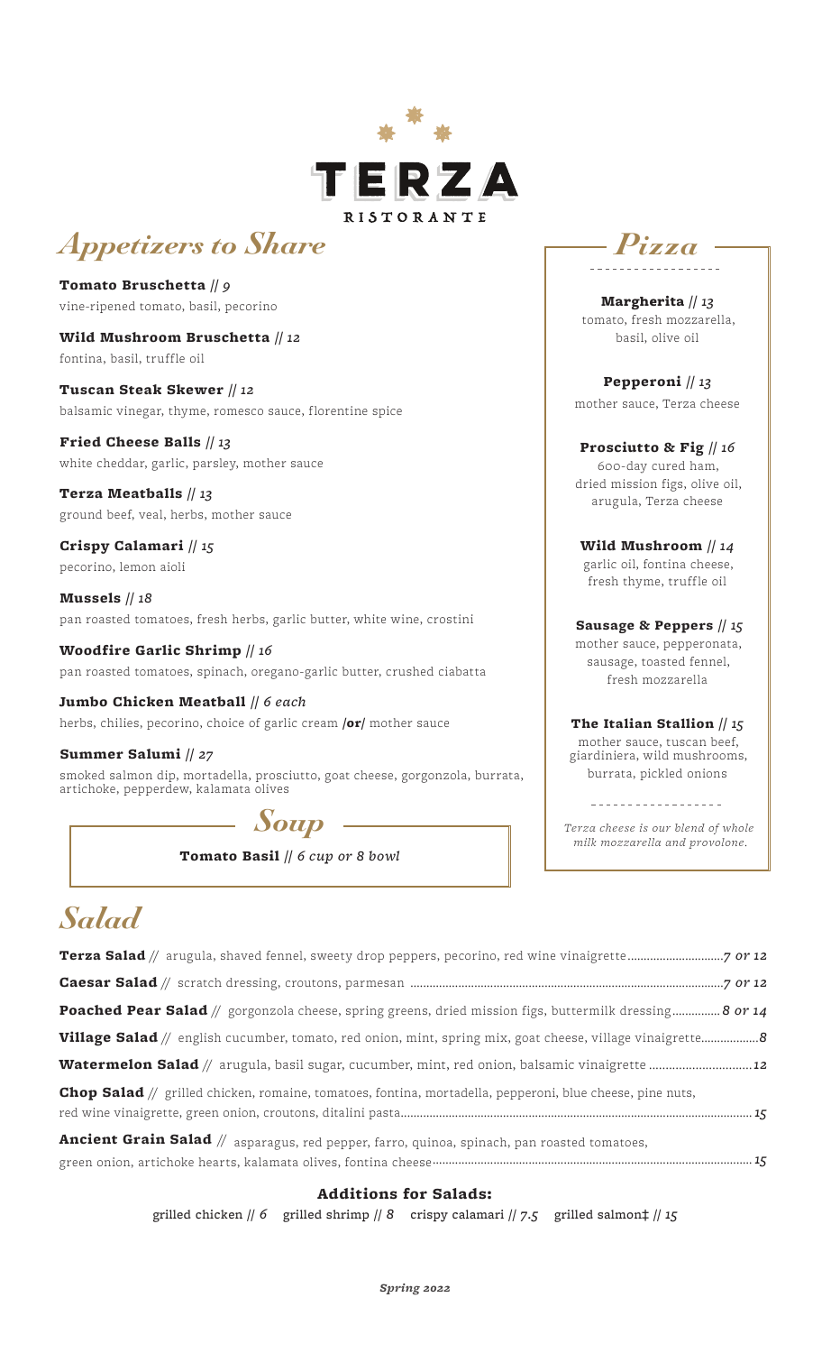# TERZA

RISTORANTE

## Appetizers to Share

**Tomato Bruschetta** // *9*
vine-ripened tomato, basil, pecorino

**Wild Mushroom Bruschetta** // *12*
fontina, basil, truffle oil

**Tuscan Steak Skewer** // *12*
balsamic vinegar, thyme, romesco sauce, florentine spice

**Fried Cheese Balls** // *13*
white cheddar, garlic, parsley, mother sauce

**Terza Meatballs** // *13*
ground beef, veal, herbs, mother sauce

**Crispy Calamari** // *15*
pecorino, lemon aioli

**Mussels** // *18*
pan roasted tomatoes, fresh herbs, garlic butter, white wine, crostini

**Woodfire Garlic Shrimp** // *16*
pan roasted tomatoes, spinach, oregano-garlic butter, crushed ciabatta

**Jumbo Chicken Meatball** // *6 each*
herbs, chilies, pecorino, choice of garlic cream **/or/** mother sauce

**Summer Salumi** // *27*
smoked salmon dip, mortadella, prosciutto, goat cheese, gorgonzola, burrata, artichoke, pepperdew, kalamata olives

## Soup

**Tomato Basil** // *6 cup or 8 bowl*

## Pizza

**Margherita** // *13*
tomato, fresh mozzarella, basil, olive oil

**Pepperoni** // *13*
mother sauce, Terza cheese

**Prosciutto & Fig** // *16*
600-day cured ham, dried mission figs, olive oil, arugula, Terza cheese

**Wild Mushroom** // *14*
garlic oil, fontina cheese, fresh thyme, truffle oil

**Sausage & Peppers** // *15*
mother sauce, pepperonata, sausage, toasted fennel, fresh mozzarella

**The Italian Stallion** // *15*
mother sauce, tuscan beef, giardiniera, wild mushrooms, burrata, pickled onions

*Terza cheese is our blend of whole milk mozzarella and provolone.*

## Salad

**Terza Salad** // arugula, shaved fennel, sweety drop peppers, pecorino, red wine vinaigrette ... *7 or 12*

**Caesar Salad** // scratch dressing, croutons, parmesan ... *7 or 12*

**Poached Pear Salad** // gorgonzola cheese, spring greens, dried mission figs, buttermilk dressing ... *8 or 14*

**Village Salad** // english cucumber, tomato, red onion, mint, spring mix, goat cheese, village vinaigrette ... *8*

**Watermelon Salad** // arugula, basil sugar, cucumber, mint, red onion, balsamic vinaigrette ... *12*

**Chop Salad** // grilled chicken, romaine, tomatoes, fontina, mortadella, pepperoni, blue cheese, pine nuts, red wine vinaigrette, green onion, croutons, ditalini pasta ... *15*

**Ancient Grain Salad** // asparagus, red pepper, farro, quinoa, spinach, pan roasted tomatoes, green onion, artichoke hearts, kalamata olives, fontina cheese ... *15*

### Additions for Salads:

grilled chicken // *6* grilled shrimp // *8* crispy calamari // *7.5* grilled salmon‡ // *15*

*Spring 2022*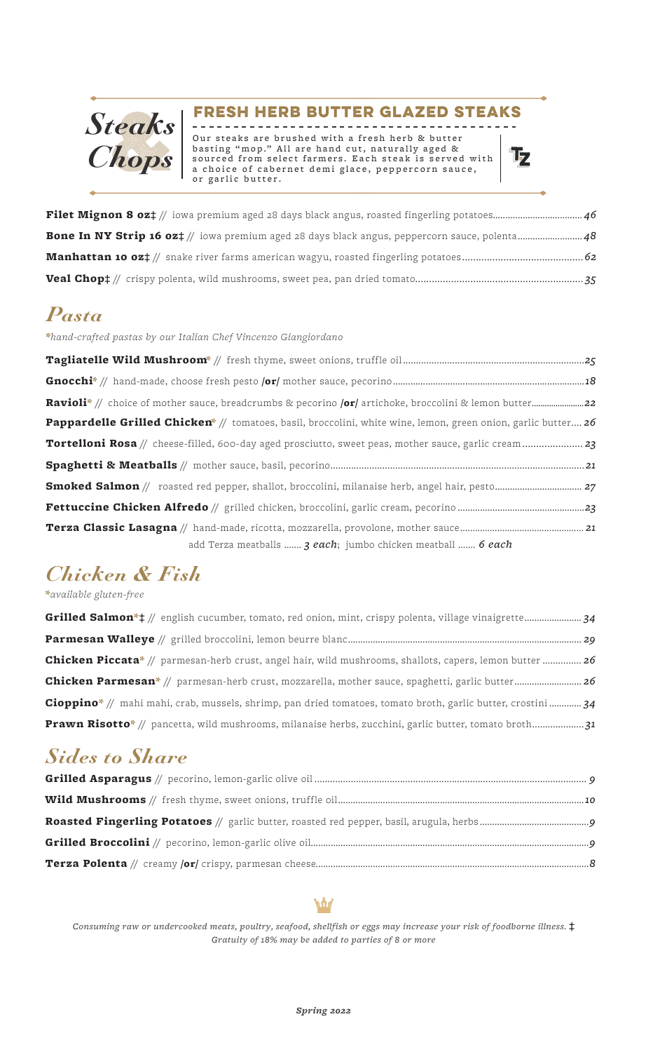## Steaks & Chops

### FRESH HERB BUTTER GLAZED STEAKS

Our steaks are brushed with a fresh herb & butter basting "mop." All are hand cut, naturally aged & sourced from select farmers. Each steak is served with a choice of cabernet demi glace, peppercorn sauce, or garlic butter.

TZ

**Filet Mignon 8 oz‡** // iowa premium aged 28 days black angus, roasted fingerling potatoes....46

**Bone In NY Strip 16 oz‡** // iowa premium aged 28 days black angus, peppercorn sauce, polenta....48

**Manhattan 10 oz‡** // snake river farms american wagyu, roasted fingerling potatoes....62

**Veal Chop‡** // crispy polenta, wild mushrooms, sweet pea, pan dried tomato....35

## Pasta

*\*hand-crafted pastas by our Italian Chef Vincenzo Giangiordano*

**Tagliatelle Wild Mushroom\*** // fresh thyme, sweet onions, truffle oil....25

**Gnocchi\*** // hand-made, choose fresh pesto **/or/** mother sauce, pecorino....18

**Ravioli\*** // choice of mother sauce, breadcrumbs & pecorino **/or/** artichoke, broccolini & lemon butter....22

**Pappardelle Grilled Chicken\*** // tomatoes, basil, broccolini, white wine, lemon, green onion, garlic butter....26

**Tortelloni Rosa** // cheese-filled, 600-day aged prosciutto, sweet peas, mother sauce, garlic cream....23

**Spaghetti & Meatballs** // mother sauce, basil, pecorino....21

**Smoked Salmon** // roasted red pepper, shallot, broccolini, milanaise herb, angel hair, pesto....27

**Fettuccine Chicken Alfredo** // grilled chicken, broccolini, garlic cream, pecorino....23

**Terza Classic Lasagna** // hand-made, ricotta, mozzarella, provolone, mother sauce....21

add Terza meatballs ....... ***3 each***; jumbo chicken meatball ....... ***6 each***

## Chicken & Fish

*\*available gluten-free*

**Grilled Salmon\*‡** // english cucumber, tomato, red onion, mint, crispy polenta, village vinaigrette....34

**Parmesan Walleye** // grilled broccolini, lemon beurre blanc....29

**Chicken Piccata\*** // parmesan-herb crust, angel hair, wild mushrooms, shallots, capers, lemon butter....26

**Chicken Parmesan\*** // parmesan-herb crust, mozzarella, mother sauce, spaghetti, garlic butter....26

**Cioppino\*** // mahi mahi, crab, mussels, shrimp, pan dried tomatoes, tomato broth, garlic butter, crostini....34

**Prawn Risotto\*** // pancetta, wild mushrooms, milanaise herbs, zucchini, garlic butter, tomato broth....31

## Sides to Share

**Grilled Asparagus** // pecorino, lemon-garlic olive oil....9

**Wild Mushrooms** // fresh thyme, sweet onions, truffle oil....10

**Roasted Fingerling Potatoes** // garlic butter, roasted red pepper, basil, arugula, herbs....9

**Grilled Broccolini** // pecorino, lemon-garlic olive oil....9

**Terza Polenta** // creamy **/or/** crispy, parmesan cheese....8

*Consuming raw or undercooked meats, poultry, seafood, shellfish or eggs may increase your risk of foodborne illness.* ‡
*Gratuity of 18% may be added to parties of 8 or more*

***Spring 2022***